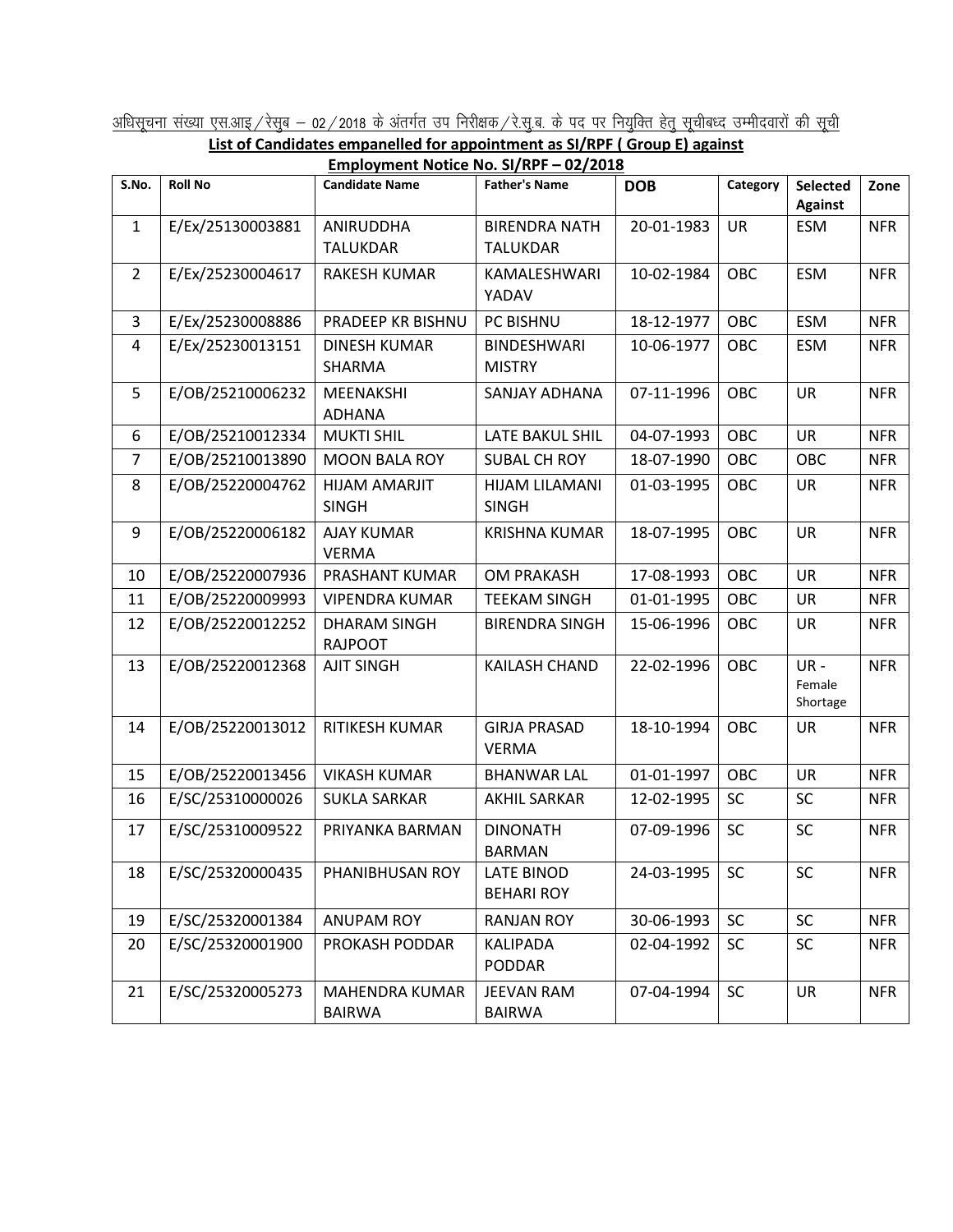अधिसूचना संख्या एस.आइ/रेसुब – 02/2018 के अंतर्गत उप निरीक्षक/रे.सु.ब. के पद पर नियुक्ति हेतु सूचीबध्द उम्मीदवारों की सूची

**List of Candidates empanelled for appointment as SI/RPF ( Group E) against Employment Notice No. SI/RPF – 02/2018**

| S.No. | Roll No | Candidate Name | Father's Name | DOB | Category | Selected Against | Zone |
|---|---|---|---|---|---|---|---|
| 1 | E/Ex/25130003881 | ANIRUDDHA TALUKDAR | BIRENDRA NATH TALUKDAR | 20-01-1983 | UR | ESM | NFR |
| 2 | E/Ex/25230004617 | RAKESH KUMAR | KAMALESHWARI YADAV | 10-02-1984 | OBC | ESM | NFR |
| 3 | E/Ex/25230008886 | PRADEEP KR BISHNU | PC BISHNU | 18-12-1977 | OBC | ESM | NFR |
| 4 | E/Ex/25230013151 | DINESH KUMAR SHARMA | BINDESHWARI MISTRY | 10-06-1977 | OBC | ESM | NFR |
| 5 | E/OB/25210006232 | MEENAKSHI ADHANA | SANJAY ADHANA | 07-11-1996 | OBC | UR | NFR |
| 6 | E/OB/25210012334 | MUKTI SHIL | LATE BAKUL SHIL | 04-07-1993 | OBC | UR | NFR |
| 7 | E/OB/25210013890 | MOON BALA ROY | SUBAL CH ROY | 18-07-1990 | OBC | OBC | NFR |
| 8 | E/OB/25220004762 | HIJAM AMARJIT SINGH | HIJAM LILAMANI SINGH | 01-03-1995 | OBC | UR | NFR |
| 9 | E/OB/25220006182 | AJAY KUMAR VERMA | KRISHNA KUMAR | 18-07-1995 | OBC | UR | NFR |
| 10 | E/OB/25220007936 | PRASHANT KUMAR | OM PRAKASH | 17-08-1993 | OBC | UR | NFR |
| 11 | E/OB/25220009993 | VIPENDRA KUMAR | TEEKAM SINGH | 01-01-1995 | OBC | UR | NFR |
| 12 | E/OB/25220012252 | DHARAM SINGH RAJPOOT | BIRENDRA SINGH | 15-06-1996 | OBC | UR | NFR |
| 13 | E/OB/25220012368 | AJIT SINGH | KAILASH CHAND | 22-02-1996 | OBC | UR - Female Shortage | NFR |
| 14 | E/OB/25220013012 | RITIKESH KUMAR | GIRJA PRASAD VERMA | 18-10-1994 | OBC | UR | NFR |
| 15 | E/OB/25220013456 | VIKASH KUMAR | BHANWAR LAL | 01-01-1997 | OBC | UR | NFR |
| 16 | E/SC/25310000026 | SUKLA SARKAR | AKHIL SARKAR | 12-02-1995 | SC | SC | NFR |
| 17 | E/SC/25310009522 | PRIYANKA BARMAN | DINONATH BARMAN | 07-09-1996 | SC | SC | NFR |
| 18 | E/SC/25320000435 | PHANIBHUSAN ROY | LATE BINOD BEHARI ROY | 24-03-1995 | SC | SC | NFR |
| 19 | E/SC/25320001384 | ANUPAM ROY | RANJAN ROY | 30-06-1993 | SC | SC | NFR |
| 20 | E/SC/25320001900 | PROKASH PODDAR | KALIPADA PODDAR | 02-04-1992 | SC | SC | NFR |
| 21 | E/SC/25320005273 | MAHENDRA KUMAR BAIRWA | JEEVAN RAM BAIRWA | 07-04-1994 | SC | UR | NFR |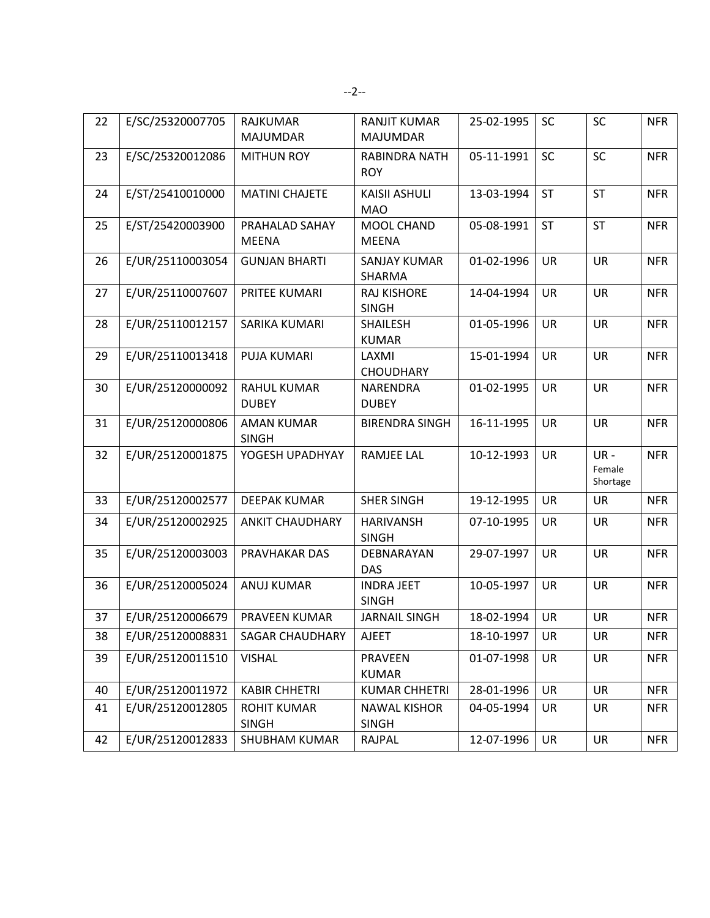| 22 | E/SC/25320007705 | RAJKUMAR MAJUMDAR | RANJIT KUMAR MAJUMDAR | 25-02-1995 | SC | SC | NFR |
|---|---|---|---|---|---|---|---|
| 23 | E/SC/25320012086 | MITHUN ROY | RABINDRA NATH ROY | 05-11-1991 | SC | SC | NFR |
| 24 | E/ST/25410010000 | MATINI CHAJETE | KAISII ASHULI MAO | 13-03-1994 | ST | ST | NFR |
| 25 | E/ST/25420003900 | PRAHALAD SAHAY MEENA | MOOL CHAND MEENA | 05-08-1991 | ST | ST | NFR |
| 26 | E/UR/25110003054 | GUNJAN BHARTI | SANJAY KUMAR SHARMA | 01-02-1996 | UR | UR | NFR |
| 27 | E/UR/25110007607 | PRITEE KUMARI | RAJ KISHORE SINGH | 14-04-1994 | UR | UR | NFR |
| 28 | E/UR/25110012157 | SARIKA KUMARI | SHAILESH KUMAR | 01-05-1996 | UR | UR | NFR |
| 29 | E/UR/25110013418 | PUJA KUMARI | LAXMI CHOUDHARY | 15-01-1994 | UR | UR | NFR |
| 30 | E/UR/25120000092 | RAHUL KUMAR DUBEY | NARENDRA DUBEY | 01-02-1995 | UR | UR | NFR |
| 31 | E/UR/25120000806 | AMAN KUMAR SINGH | BIRENDRA SINGH | 16-11-1995 | UR | UR | NFR |
| 32 | E/UR/25120001875 | YOGESH UPADHYAY | RAMJEE LAL | 10-12-1993 | UR | UR - Female Shortage | NFR |
| 33 | E/UR/25120002577 | DEEPAK KUMAR | SHER SINGH | 19-12-1995 | UR | UR | NFR |
| 34 | E/UR/25120002925 | ANKIT CHAUDHARY | HARIVANSH SINGH | 07-10-1995 | UR | UR | NFR |
| 35 | E/UR/25120003003 | PRAVHAKAR DAS | DEBNARAYAN DAS | 29-07-1997 | UR | UR | NFR |
| 36 | E/UR/25120005024 | ANUJ KUMAR | INDRA JEET SINGH | 10-05-1997 | UR | UR | NFR |
| 37 | E/UR/25120006679 | PRAVEEN KUMAR | JARNAIL SINGH | 18-02-1994 | UR | UR | NFR |
| 38 | E/UR/25120008831 | SAGAR CHAUDHARY | AJEET | 18-10-1997 | UR | UR | NFR |
| 39 | E/UR/25120011510 | VISHAL | PRAVEEN KUMAR | 01-07-1998 | UR | UR | NFR |
| 40 | E/UR/25120011972 | KABIR CHHETRI | KUMAR CHHETRI | 28-01-1996 | UR | UR | NFR |
| 41 | E/UR/25120012805 | ROHIT KUMAR SINGH | NAWAL KISHOR SINGH | 04-05-1994 | UR | UR | NFR |
| 42 | E/UR/25120012833 | SHUBHAM KUMAR | RAJPAL | 12-07-1996 | UR | UR | NFR |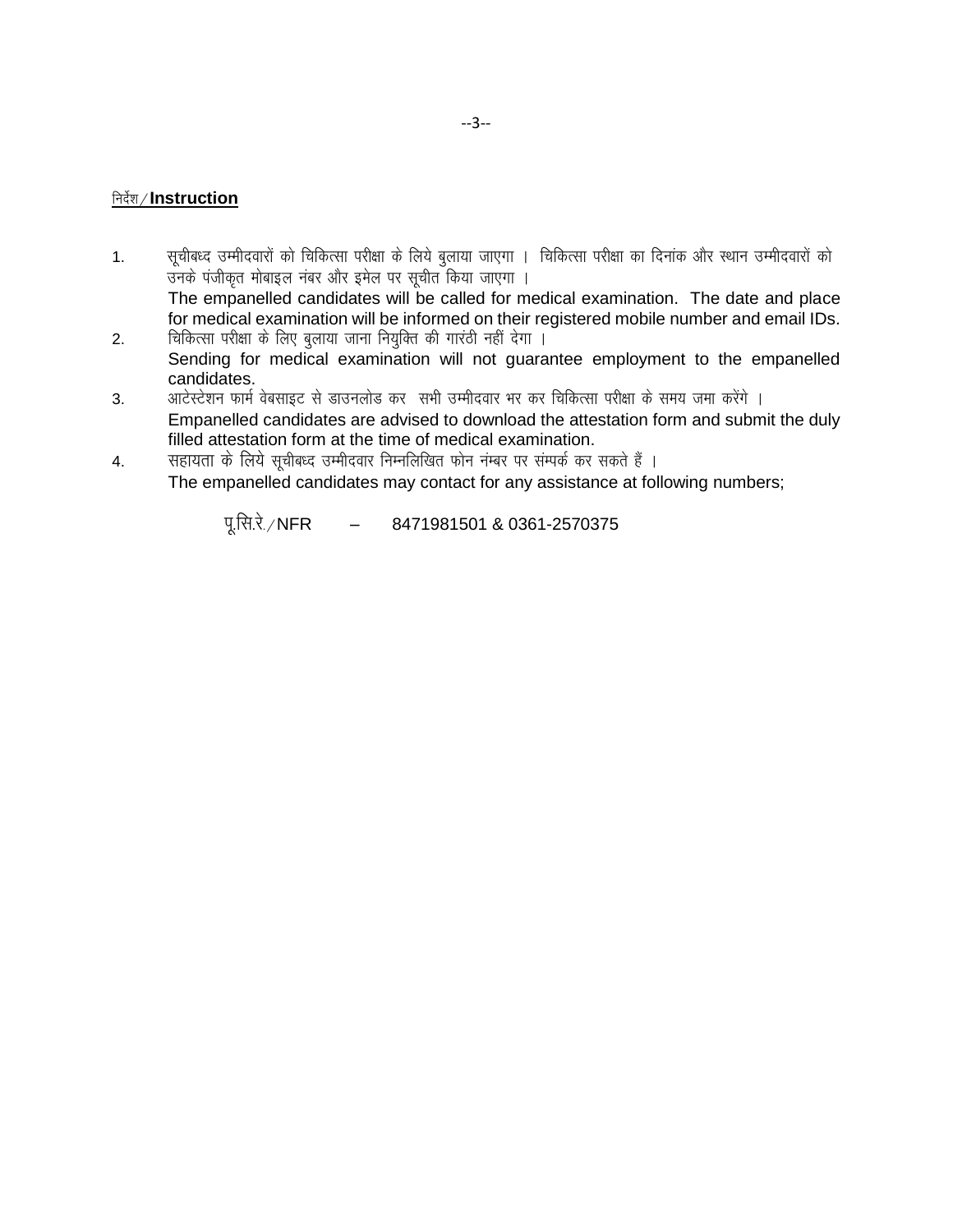**निर्देश/Instruction**

1. सूचीबध्द उम्मीदवारों को चिकित्सा परीक्षा के लिये बुलाया जाएगा । चिकित्सा परीक्षा का दिनांक और स्थान उम्मीदवारों को उनके पंजीकृत मोबाइल नंबर और इमेल पर सूचीत किया जाएगा ।
   The empanelled candidates will be called for medical examination. The date and place for medical examination will be informed on their registered mobile number and email IDs.
2. चिकित्सा परीक्षा के लिए बुलाया जाना नियुक्ति की गारंटी नहीं देगा ।
   Sending for medical examination will not guarantee employment to the empanelled candidates.
3. आटेस्टेशन फार्म वेबसाइट से डाउनलोड कर सभी उम्मीदवार भर कर चिकित्सा परीक्षा के समय जमा करेंगे ।
   Empanelled candidates are advised to download the attestation form and submit the duly filled attestation form at the time of medical examination.
4. सहायता के लिये सूचीबध्द उम्मीदवार निम्नलिखित फोन नंम्बर पर संम्पर्क कर सकते हैं ।
   The empanelled candidates may contact for any assistance at following numbers;

   पू.सि.रे./NFR – 8471981501 & 0361-2570375